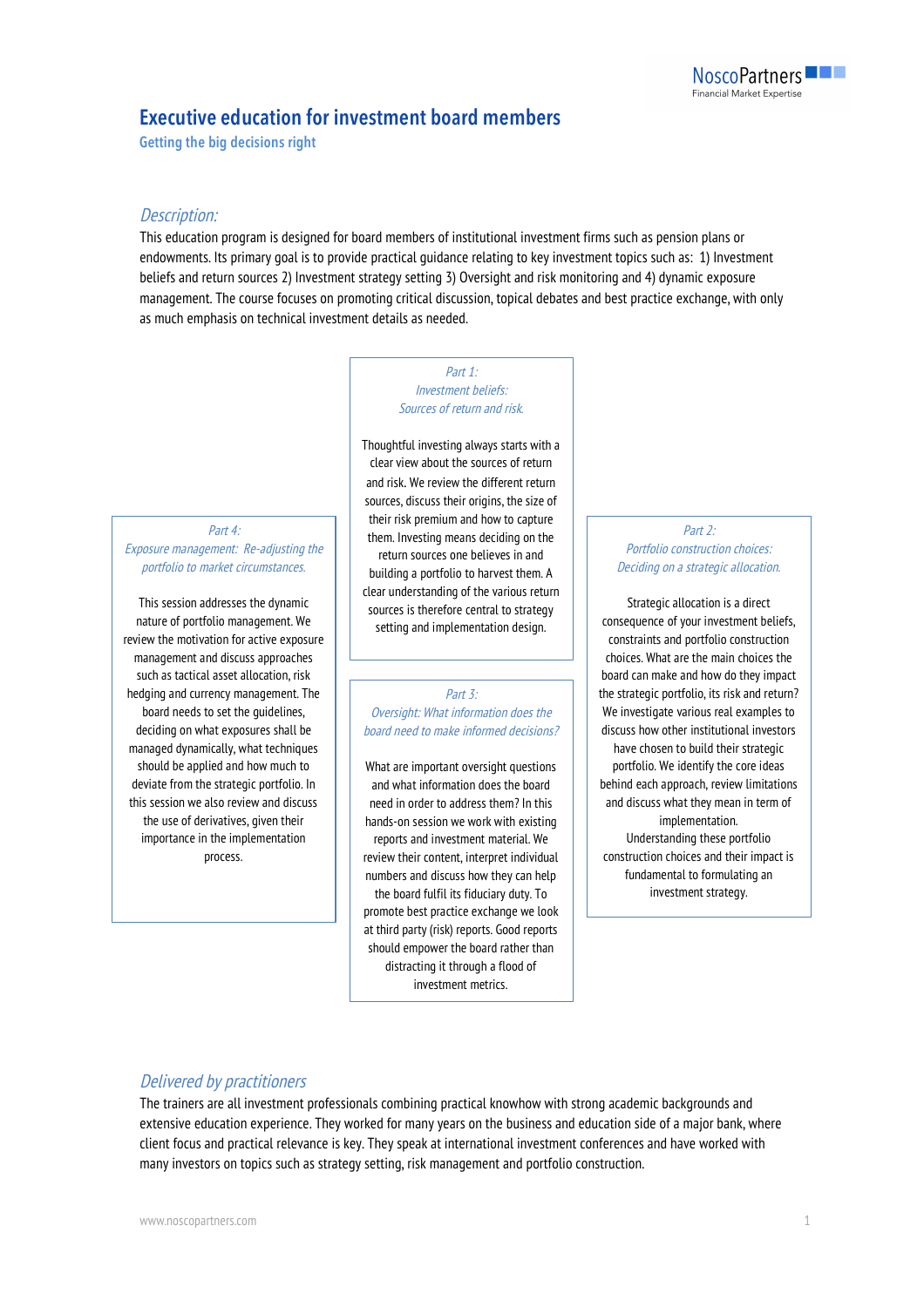# Executive education for investment board members

## Getting the big decisions right

### *Description:*

This education program is designed for board members of institutional investment firms such as pension plans or endowments. Its primary goal is to provide practical guidance relating to key investment topics such as: 1) Investment beliefs and return sources 2) Investment strategy setting 3) Oversight and risk monitoring and 4) dynamic exposure management. The course focuses on promoting critical discussion, topical debates and best practice exchange, with only as much emphasis on technical investment details as needed.

#### *Part 1: Investment beliefs: Sources of return and risk.*

Thoughtful investing always starts with a clear view about the sources of return and risk. We review the different return sources, discuss their origins, the size of their risk premium and how to capture them. Investing means deciding on the return sources one believes in and building a portfolio to harvest them. A clear understanding of the various return sources is therefore central to strategy setting and implementation design.

#### *Part 2: Portfolio construction choices: Deciding on a strategic allocation.*

Strategic allocation is a direct consequence of your investment beliefs, constraints and portfolio construction choices. What are the main choices the board can make and how do they impact the strategic portfolio, its risk and return? We investigate various real examples to discuss how other institutional investors have chosen to build their strategic portfolio. We identify the core ideas behind each approach, review limitations and discuss what they mean in term of implementation. Understanding these portfolio construction choices and their impact is fundamental to formulating an investment strategy.

#### *Part 3: Oversight: What information does the board need to make informed decisions?*

What are important oversight questions and what information does the board need in order to address them? In this hands-on session we work with existing reports and investment material. We review their content, interpret individual numbers and discuss how they can help the board fulfil its fiduciary duty. To promote best practice exchange we look at third party (risk) reports. Good reports should empower the board rather than distracting it through a flood of investment metrics.

#### *Part 4: Exposure management: Re-adjusting the portfolio to market circumstances.*

This session addresses the dynamic nature of portfolio management. We review the motivation for active exposure management and discuss approaches such as tactical asset allocation, risk hedging and currency management. The board needs to set the guidelines, deciding on what exposures shall be managed dynamically, what techniques should be applied and how much to deviate from the strategic portfolio. In this session we also review and discuss the use of derivatives, given their importance in the implementation process.

### *Delivered by practitioners*

The trainers are all investment professionals combining practical knowhow with strong academic backgrounds and extensive education experience. They worked for many years on the business and education side of a major bank, where client focus and practical relevance is key. They speak at international investment conferences and have worked with many investors on topics such as strategy setting, risk management and portfolio construction.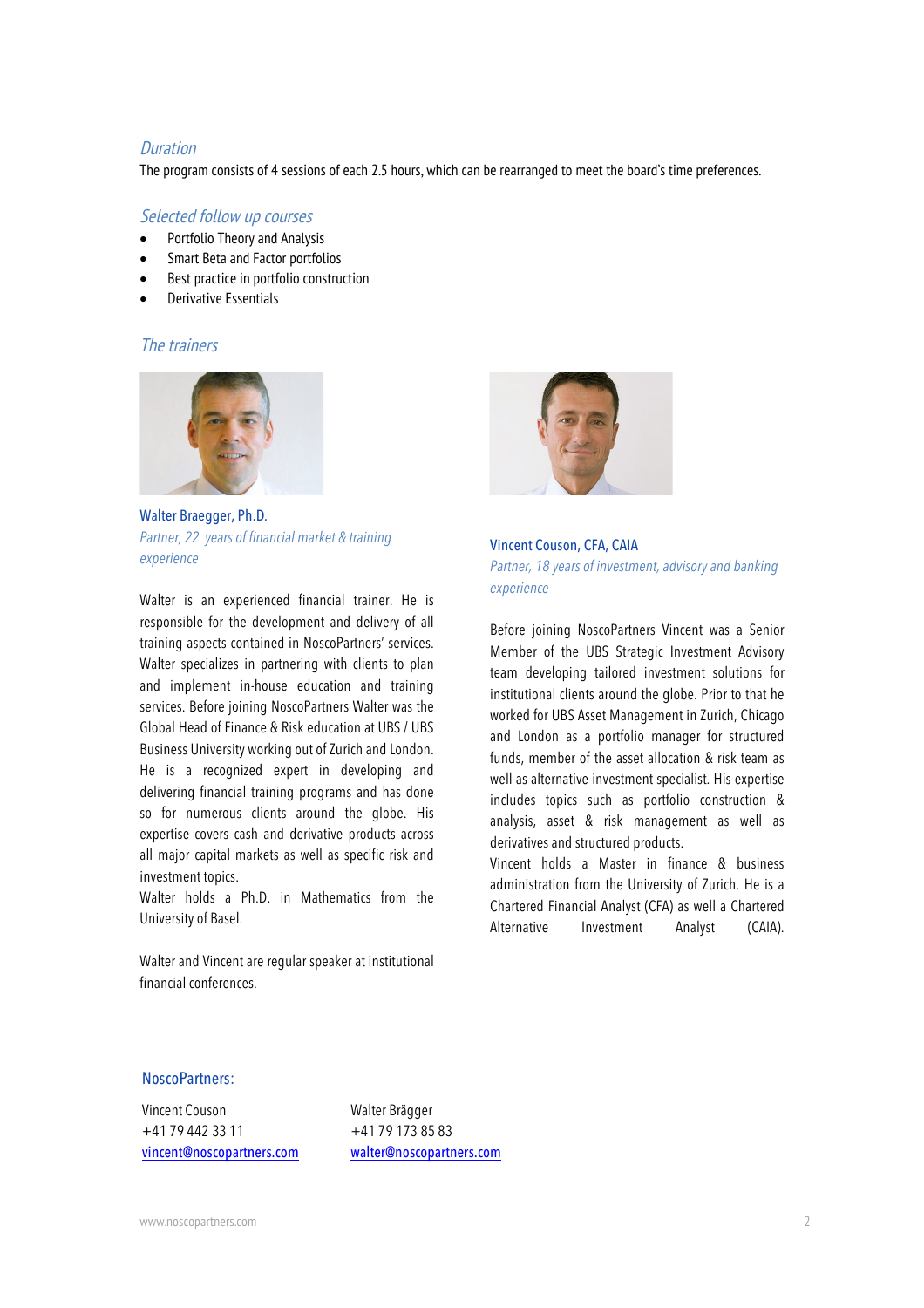## Duration

The program consists of 4 sessions of each 2.5 hours, which can be rearranged to meet the board's time preferences.

## Selected follow up courses

- Portfolio Theory and Analysis
- Smart Beta and Factor portfolios
- Best practice in portfolio construction
- Derivative Essentials

## The trainers

### Walter Braegger, Ph.D.

*Partner, 22 years of financial market & training experience*

Walter is an experienced financial trainer. He is responsible for the development and delivery of all training aspects contained in NoscoPartners' services. Walter specializes in partnering with clients to plan and implement in-house education and training services. Before joining NoscoPartners Walter was the Global Head of Finance & Risk education at UBS / UBS Business University working out of Zurich and London. He is a recognized expert in developing and delivering financial training programs and has done so for numerous clients around the globe. His expertise covers cash and derivative products across all major capital markets as well as specific risk and investment topics.
Walter holds a Ph.D. in Mathematics from the University of Basel.

### Vincent Couson, CFA, CAIA

*Partner, 18 years of investment, advisory and banking experience*

Before joining NoscoPartners Vincent was a Senior Member of the UBS Strategic Investment Advisory team developing tailored investment solutions for institutional clients around the globe. Prior to that he worked for UBS Asset Management in Zurich, Chicago and London as a portfolio manager for structured funds, member of the asset allocation & risk team as well as alternative investment specialist. His expertise includes topics such as portfolio construction & analysis, asset & risk management as well as derivatives and structured products.
Vincent holds a Master in finance & business administration from the University of Zurich. He is a Chartered Financial Analyst (CFA) as well a Chartered Alternative Investment Analyst (CAIA).

Walter and Vincent are regular speaker at institutional financial conferences.

## NoscoPartners:

Vincent Couson
+41 79 442 33 11
vincent@noscopartners.com

Walter Brägger
+41 79 173 85 83
walter@noscopartners.com

www.noscopartners.com